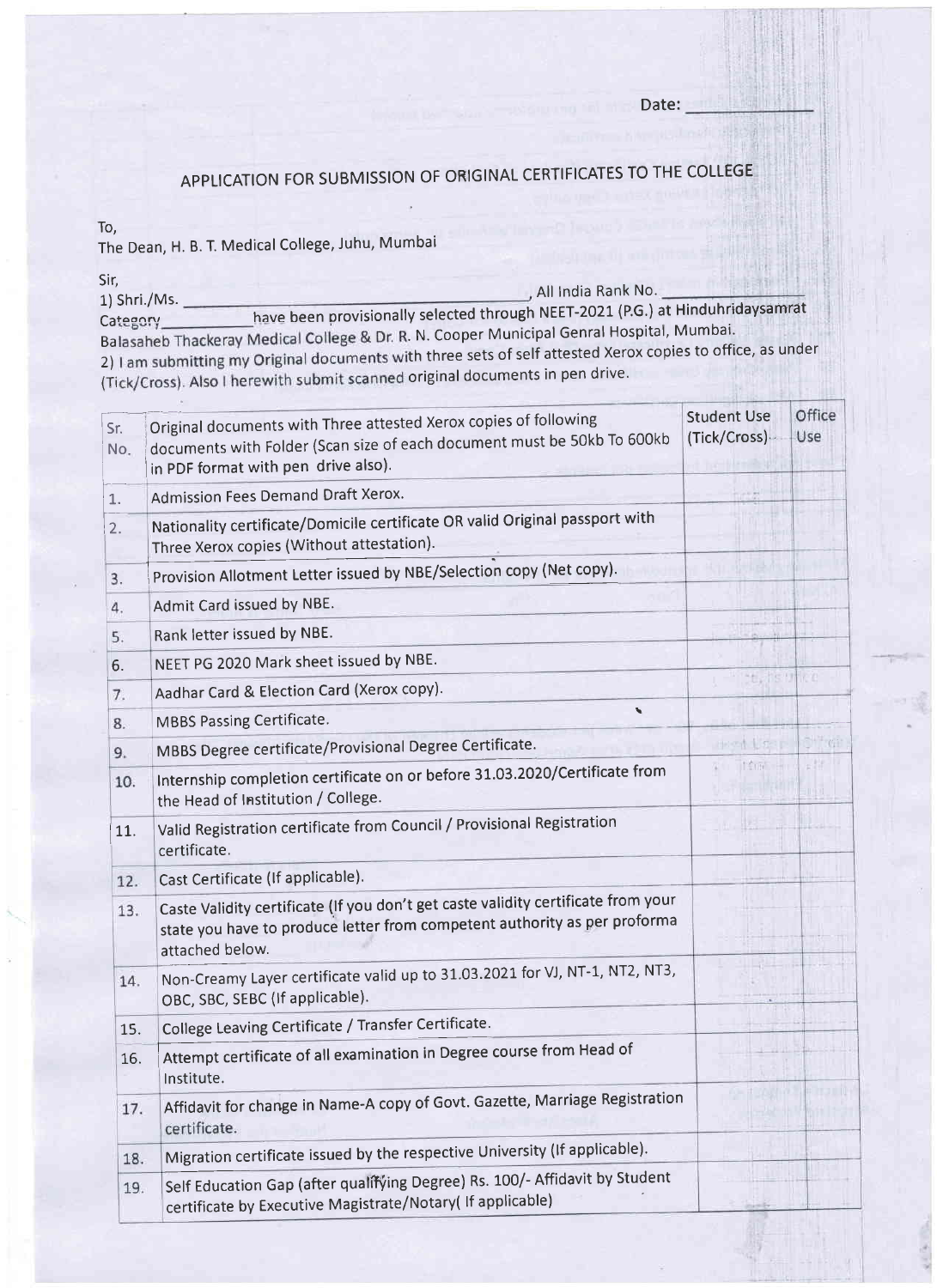Date: ___________

## APPLICATION FOR SUBMISSION OF ORIGINAL CERTIFICATES TO THE COLLEGE

To,
The Dean, H. B. T. Medical College, Juhu, Mumbai

Sir,

1) Shri./Ms. ______________________________, All India Rank No. ___________ Category__________ have been provisionally selected through NEET-2021 (P.G.) at Hinduhridaysamrat Balasaheb Thackeray Medical College & Dr. R. N. Cooper Municipal Genral Hospital, Mumbai.

2) I am submitting my Original documents with three sets of self attested Xerox copies to office, as under (Tick/Cross). Also I herewith submit scanned original documents in pen drive.

| Sr. No. | Original documents with Three attested Xerox copies of following documents with Folder (Scan size of each document must be 50kb To 600kb in PDF format with pen drive also). | Student Use (Tick/Cross) | Office Use |
|---|---|---|---|
| 1. | Admission Fees Demand Draft Xerox. | | |
| 2. | Nationality certificate/Domicile certificate OR valid Original passport with Three Xerox copies (Without attestation). | | |
| 3. | Provision Allotment Letter issued by NBE/Selection copy (Net copy). | | |
| 4. | Admit Card issued by NBE. | | |
| 5. | Rank letter issued by NBE. | | |
| 6. | NEET PG 2020 Mark sheet issued by NBE. | | |
| 7. | Aadhar Card & Election Card (Xerox copy). | | |
| 8. | MBBS Passing Certificate. | | |
| 9. | MBBS Degree certificate/Provisional Degree Certificate. | | |
| 10. | Internship completion certificate on or before 31.03.2020/Certificate from the Head of Institution / College. | | |
| 11. | Valid Registration certificate from Council / Provisional Registration certificate. | | |
| 12. | Cast Certificate (If applicable). | | |
| 13. | Caste Validity certificate (If you don't get caste validity certificate from your state you have to produce letter from competent authority as per proforma attached below. | | |
| 14. | Non-Creamy Layer certificate valid up to 31.03.2021 for VJ, NT-1, NT2, NT3, OBC, SBC, SEBC (If applicable). | | |
| 15. | College Leaving Certificate / Transfer Certificate. | | |
| 16. | Attempt certificate of all examination in Degree course from Head of Institute. | | |
| 17. | Affidavit for change in Name-A copy of Govt. Gazette, Marriage Registration certificate. | | |
| 18. | Migration certificate issued by the respective University (If applicable). | | |
| 19. | Self Education Gap (after qualifying Degree) Rs. 100/- Affidavit by Student certificate by Executive Magistrate/Notary( If applicable) | | |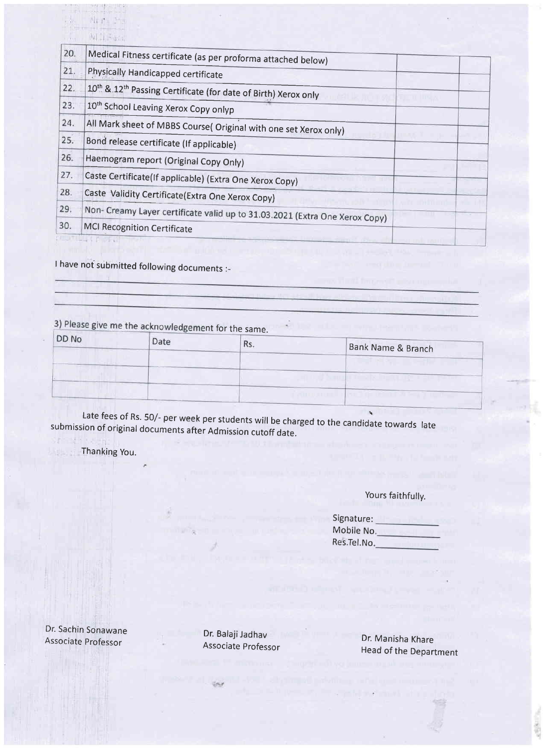| | | | |
|---|---|---|---|
| 20. | Medical Fitness certificate (as per proforma attached below) | | |
| 21. | Physically Handicapped certificate | | |
| 22. | 10th & 12th Passing Certificate (for date of Birth) Xerox only | | |
| 23. | 10th School Leaving Xerox Copy onlyp | | |
| 24. | All Mark sheet of MBBS Course( Original with one set Xerox only) | | |
| 25. | Bond release certificate (If applicable) | | |
| 26. | Haemogram report (Original Copy Only) | | |
| 27. | Caste Certificate(If applicable) (Extra One Xerox Copy) | | |
| 28. | Caste Validity Certificate(Extra One Xerox Copy) | | |
| 29. | Non- Creamy Layer certificate valid up to 31.03.2021 (Extra One Xerox Copy) | | |
| 30. | MCI Recognition Certificate | | |

I have not submitted following documents :-

\_\_\_\_\_\_\_\_\_\_\_\_\_\_\_\_\_\_\_\_\_\_\_\_\_\_\_\_\_\_\_\_\_\_\_\_\_\_\_\_\_\_\_\_\_\_\_\_\_\_\_\_\_\_\_\_\_\_\_\_\_\_\_\_\_\_\_\_\_\_\_\_

\_\_\_\_\_\_\_\_\_\_\_\_\_\_\_\_\_\_\_\_\_\_\_\_\_\_\_\_\_\_\_\_\_\_\_\_\_\_\_\_\_\_\_\_\_\_\_\_\_\_\_\_\_\_\_\_\_\_\_\_\_\_\_\_\_\_\_\_\_\_\_\_

3) Please give me the acknowledgement for the same.

| DD No | Date | Rs. | Bank Name & Branch |
|---|---|---|---|
| | | | |
| | | | |
| | | | |

Late fees of Rs. 50/- per week per students will be charged to the candidate towards late submission of original documents after Admission cutoff date.

Thanking You.

Yours faithfully.

Signature: \_\_\_\_\_\_\_\_
Mobile No.\_\_\_\_\_\_\_\_
Res.Tel.No.\_\_\_\_\_\_\_\_

Dr. Sachin Sonawane
Associate Professor

Dr. Balaji Jadhav
Associate Professor

Dr. Manisha Khare
Head of the Department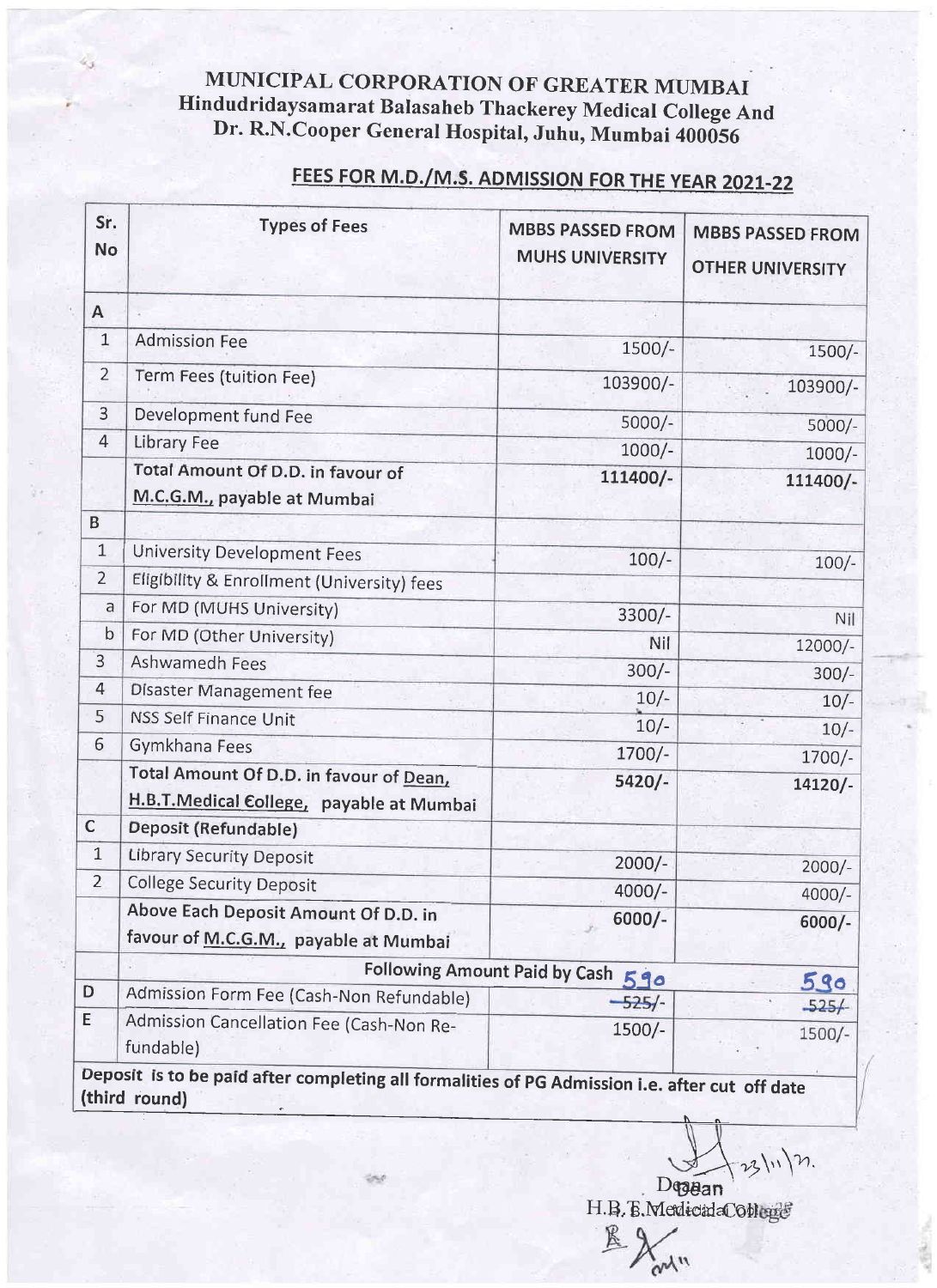# MUNICIPAL CORPORATION OF GREATER MUMBAI
## Hindudridaysamarat Balasaheb Thackerey Medical College And Dr. R.N.Cooper General Hospital, Juhu, Mumbai 400056

### FEES FOR M.D./M.S. ADMISSION FOR THE YEAR 2021-22

| Sr. No | Types of Fees | MBBS PASSED FROM MUHS UNIVERSITY | MBBS PASSED FROM OTHER UNIVERSITY |
|---|---|---|---|
| A | | | |
| 1 | Admission Fee | 1500/- | 1500/- |
| 2 | Term Fees (tuition Fee) | 103900/- | 103900/- |
| 3 | Development fund Fee | 5000/- | 5000/- |
| 4 | Library Fee | 1000/- | 1000/- |
| | **Total Amount Of D.D. in favour of M.C.G.M., payable at Mumbai** | **111400/-** | **111400/-** |
| B | | | |
| 1 | University Development Fees | 100/- | 100/- |
| 2 | Eligibility & Enrollment (University) fees | | |
| a | For MD (MUHS University) | 3300/- | Nil |
| b | For MD (Other University) | Nil | 12000/- |
| 3 | Ashwamedh Fees | 300/- | 300/- |
| 4 | Disaster Management fee | 10/- | 10/- |
| 5 | NSS Self Finance Unit | 10/- | 10/- |
| 6 | Gymkhana Fees | 1700/- | 1700/- |
| | **Total Amount Of D.D. in favour of Dean, H.B.T.Medical College, payable at Mumbai** | **5420/-** | **14120/-** |
| C | **Deposit (Refundable)** | | |
| 1 | Library Security Deposit | 2000/- | 2000/- |
| 2 | College Security Deposit | 4000/- | 4000/- |
| | **Above Each Deposit Amount Of D.D. in favour of M.C.G.M., payable at Mumbai** | **6000/-** | **6000/-** |
| | **Following Amount Paid by Cash** | | |
| D | Admission Form Fee (Cash-Non Refundable) | ~~525/-~~ 590 | ~~525/-~~ 590 |
| E | Admission Cancellation Fee (Cash-Non Re-fundable) | 1500/- | 1500/- |

**Deposit is to be paid after completing all formalities of PG Admission i.e. after cut off date (third round)**

23/11/21

Dean
H.B.T.Medical College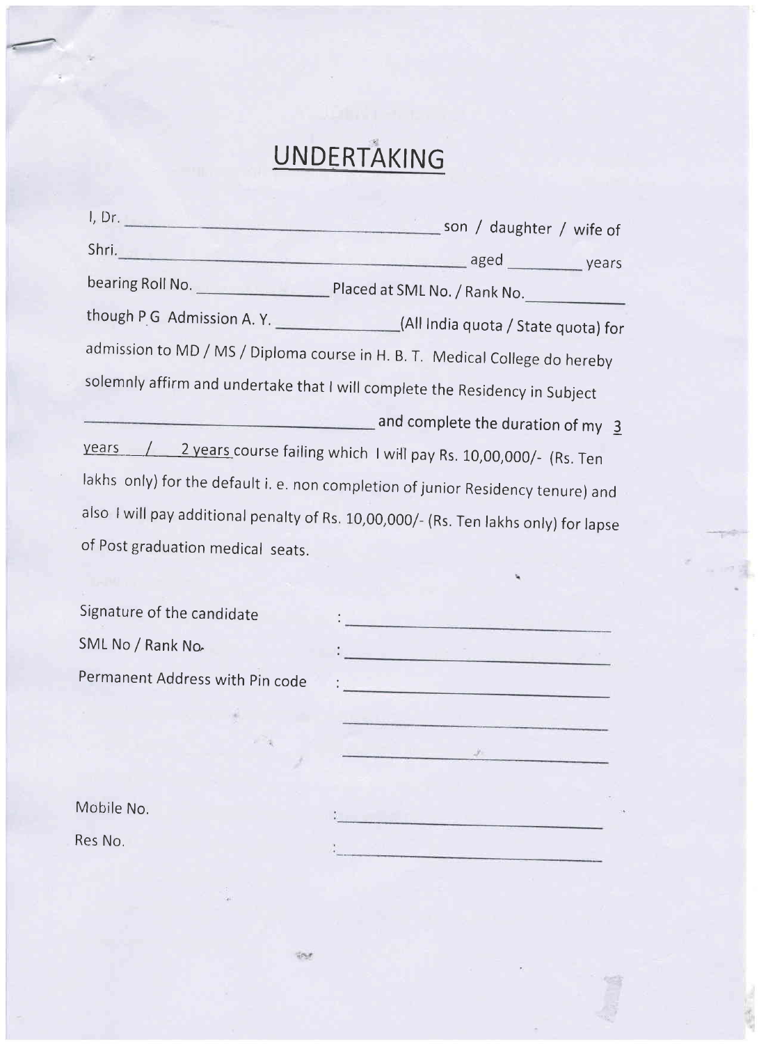# UNDERTAKING

I, Dr. ______________________________ son / daughter / wife of Shri.______________________________ aged ________ years bearing Roll No. ______________ Placed at SML No. / Rank No.__________ though P.G Admission A. Y. ____________(All India quota / State quota) for admission to MD / MS / Diploma course in H. B. T. Medical College do hereby solemnly affirm and undertake that I will complete the Residency in Subject ______________________________ and complete the duration of my 3 years / 2 years course failing which I will pay Rs. 10,00,000/- (Rs. Ten lakhs only) for the default i. e. non completion of junior Residency tenure) and also I will pay additional penalty of Rs. 10,00,000/- (Rs. Ten lakhs only) for lapse of Post graduation medical seats.

Signature of the candidate : ______________________

SML No / Rank No. : ______________________

Permanent Address with Pin code : ______________________

______________________

______________________

Mobile No. : ______________________

Res No. : ______________________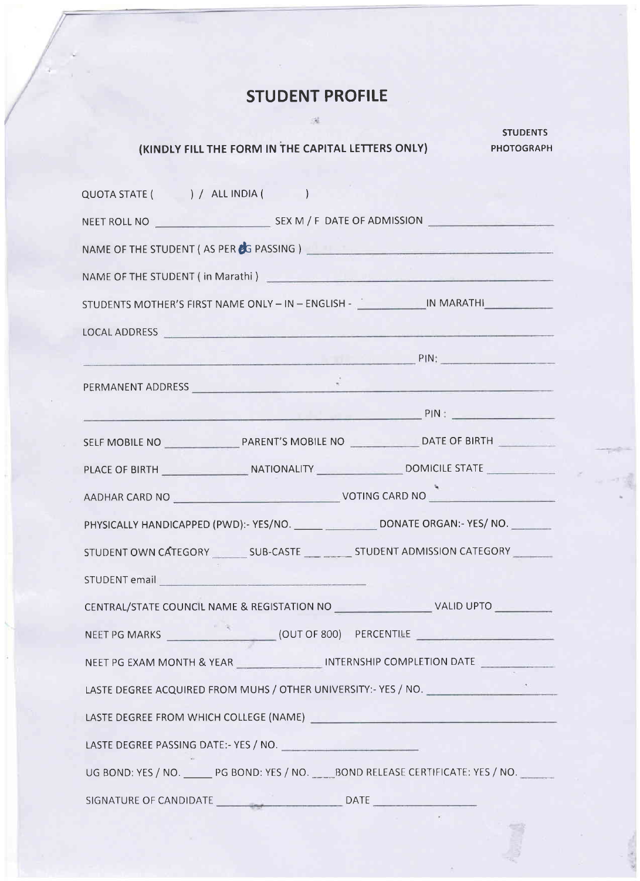# STUDENT PROFILE

STUDENTS PHOTOGRAPH

**(KINDLY FILL THE FORM IN THE CAPITAL LETTERS ONLY)**

QUOTA STATE (        ) / ALL INDIA (        )

NEET ROLL NO ____________________ SEX M / F DATE OF ADMISSION ____________________

NAME OF THE STUDENT ( AS PER UG PASSING ) ________________________________________

NAME OF THE STUDENT ( in Marathi ) ________________________________________

STUDENTS MOTHER'S FIRST NAME ONLY – IN – ENGLISH - ___________IN MARATHI___________

LOCAL ADDRESS ________________________________________

________________________________________ PIN: ____________________

PERMANENT ADDRESS ________________________________________

________________________________________ PIN : ____________________

SELF MOBILE NO _____________ PARENT'S MOBILE NO ___________ DATE OF BIRTH __________

PLACE OF BIRTH _______________ NATIONALITY ______________ DOMICILE STATE ____________

AADHAR CARD NO ____________________________ VOTING CARD NO ____________________

PHYSICALLY HANDICAPPED (PWD):- YES/NO. _____ _________ DONATE ORGAN:- YES/ NO. _______

STUDENT OWN CATEGORY ______ SUB-CASTE ___ _____ STUDENT ADMISSION CATEGORY _______

STUDENT email ____________________________________

CENTRAL/STATE COUNCIL NAME & REGISTATION NO ________________ VALID UPTO _________

NEET PG MARKS __________________ (OUT OF 800) PERCENTILE ______________________

NEET PG EXAM MONTH & YEAR ______________ INTERNSHIP COMPLETION DATE ___________

LASTE DEGREE ACQUIRED FROM MUHS / OTHER UNIVERSITY:- YES / NO. ____________________

LASTE DEGREE FROM WHICH COLLEGE (NAME) ________________________________________

LASTE DEGREE PASSING DATE:- YES / NO. ________________________

UG BOND: YES / NO. _____ PG BOND: YES / NO. ____BOND RELEASE CERTIFICATE: YES / NO. ______

SIGNATURE OF CANDIDATE ________________________ DATE __________________